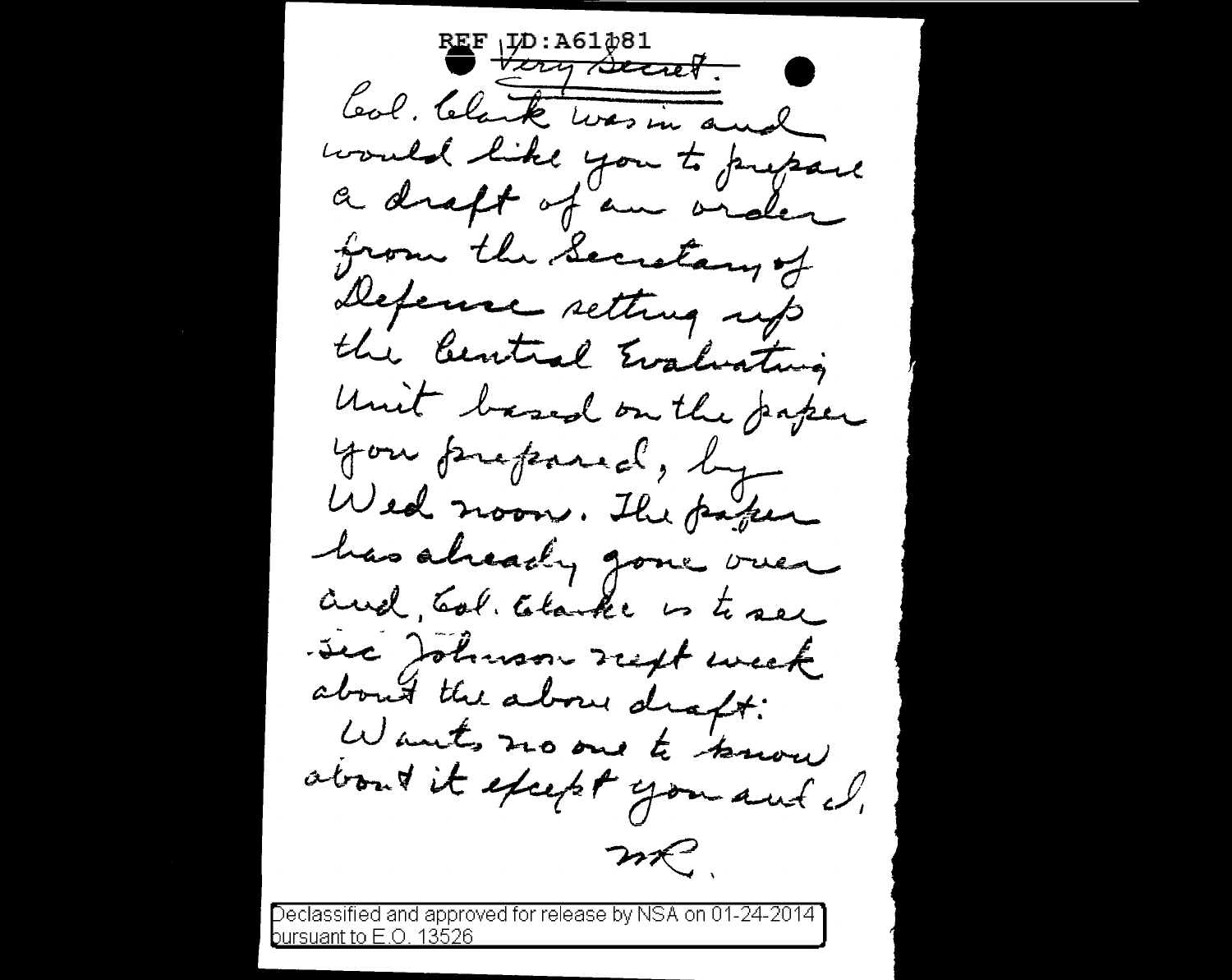REF ID:A61181

Very Secret.

Col. Clark was in and would like you to prepare a draft of an order from the Secretary of Defense setting up the Central Evaluating Unit based on the paper you prepared, by Wed noon. The paper has already gone over and, Col. Clarke is to see Sec Johnson next week about the above draft: Wants no one to know about it except you and I.

MK.

Declassified and approved for release by NSA on 01-24-2014 pursuant to E.O. 13526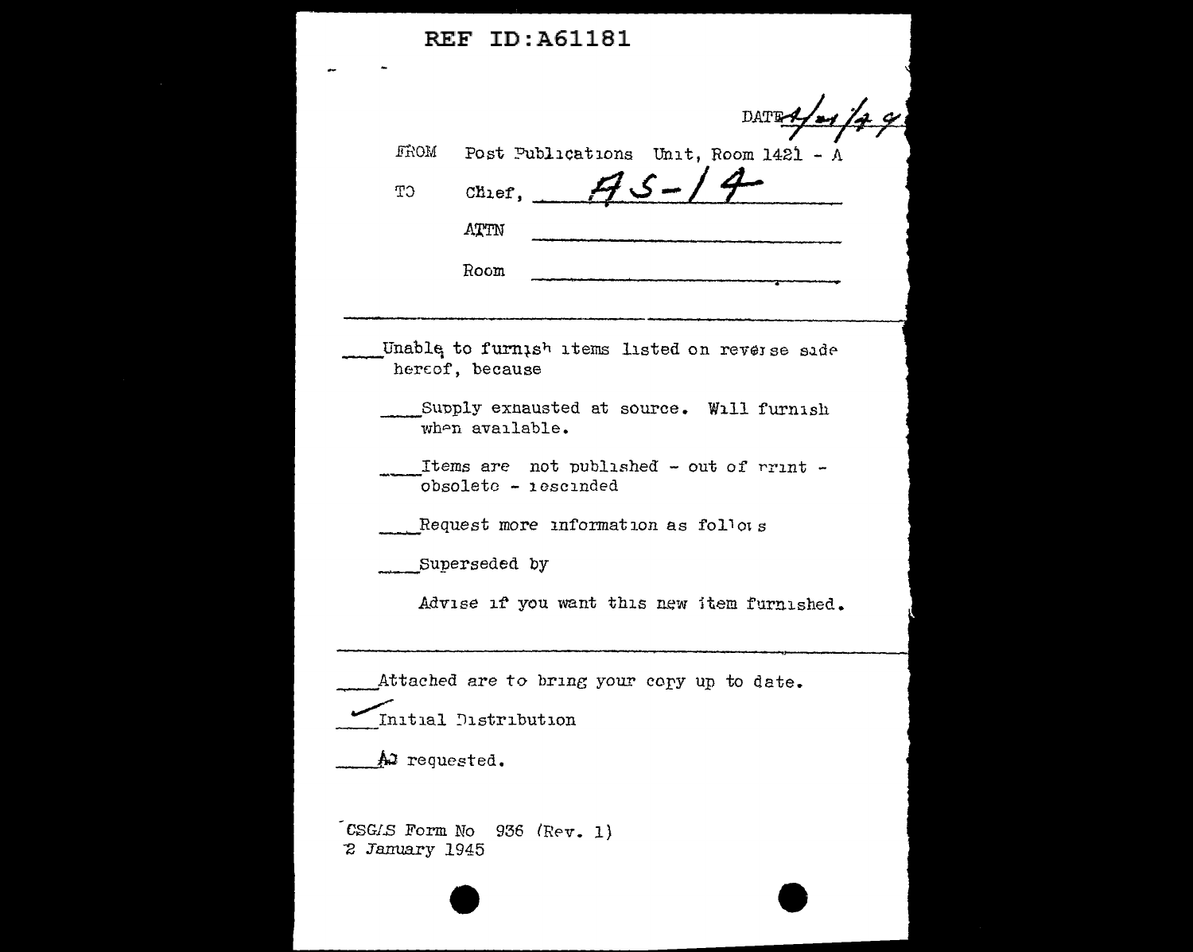REF ID:A61181

DATE 4/21/49

FROM Post Publications Unit, Room 1421 - A

TO Chief, AS-14

ATTN ____________________

Room ____________________

---

____Unable to furnish items listed on reverse side hereof, because

____Supply exhausted at source. Will furnish when available.

____Items are not published - out of print - obsolete - rescinded

____Request more information as follows

____Superseded by

Advise if you want this new item furnished.

---

____Attached are to bring your copy up to date.

✓ Initial Distribution

____As requested.

CSGAS Form No 936 (Rev. 1)
2 January 1945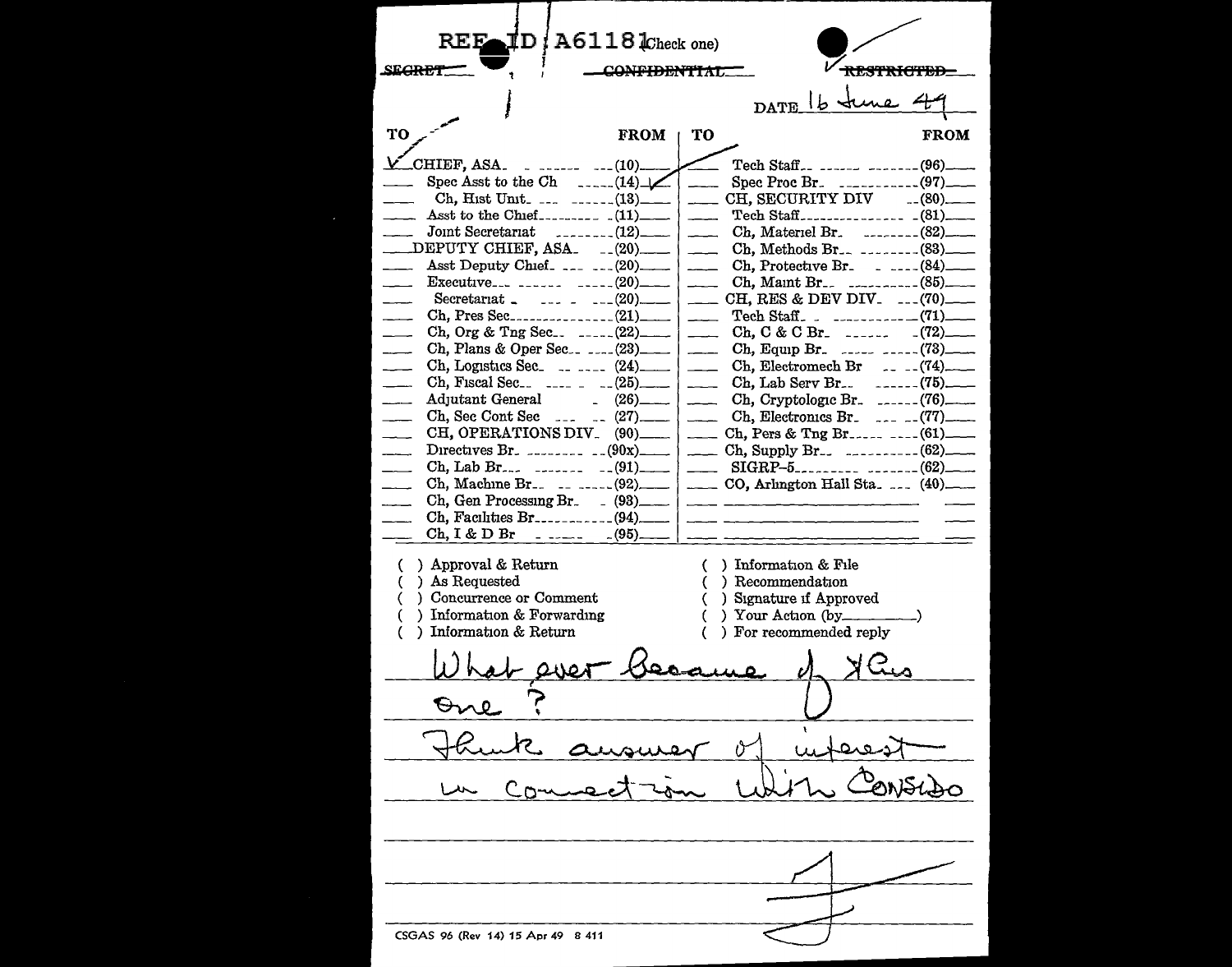REF ID: A61181

(Check one)

SECRET ___ CONFIDENTIAL ___ ✓ ~~RESTRICTED~~ ___

DATE 16 June 49

| TO | | FROM | TO | | FROM |
|---|---|---|---|---|---|
| ✓ | CHIEF, ASA (10) | | | Tech Staff (96) | |
| | Spec Asst to the Ch (14) | ✓ | | Spec Proc Br (97) | |
| | Ch, Hist Unit (13) | | | CH, SECURITY DIV (80) | |
| | Asst to the Chief (11) | | | Tech Staff (81) | |
| | Joint Secretariat (12) | | | Ch, Materiel Br (82) | |
| | DEPUTY CHIEF, ASA (20) | | | Ch, Methods Br (83) | |
| | Asst Deputy Chief (20) | | | Ch, Protective Br (84) | |
| | Executive (20) | | | Ch, Maint Br (85) | |
| | Secretariat (20) | | | CH, RES & DEV DIV (70) | |
| | Ch, Pres Sec (21) | | | Tech Staff (71) | |
| | Ch, Org & Tng Sec (22) | | | Ch, C & C Br (72) | |
| | Ch, Plans & Oper Sec (23) | | | Ch, Equip Br (73) | |
| | Ch, Logistics Sec (24) | | | Ch, Electromech Br (74) | |
| | Ch, Fiscal Sec (25) | | | Ch, Lab Serv Br (75) | |
| | Adjutant General (26) | | | Ch, Cryptologic Br (76) | |
| | Ch, Sec Cont Sec (27) | | | Ch, Electronics Br (77) | |
| | CH, OPERATIONS DIV (90) | | | Ch, Pers & Tng Br (61) | |
| | Directives Br (90x) | | | Ch, Supply Br (62) | |
| | Ch, Lab Br (91) | | | SIGRP-5 (62) | |
| | Ch, Machine Br (92) | | | CO, Arlington Hall Sta (40) | |
| | Ch, Gen Processing Br (93) | | | | |
| | Ch, Facilities Br (94) | | | | |
| | Ch, I & D Br (95) | | | | |

( ) Approval & Return
( ) As Requested
( ) Concurrence or Comment
( ) Information & Forwarding
( ) Information & Return
( ) Information & File
( ) Recommendation
( ) Signature if Approved
( ) Your Action (by ______)
( ) For recommended reply

What ever became of this one?

Think answer of interest in connection with CONSIDO

CSGAS 96 (Rev 14) 15 Apr 49 8 411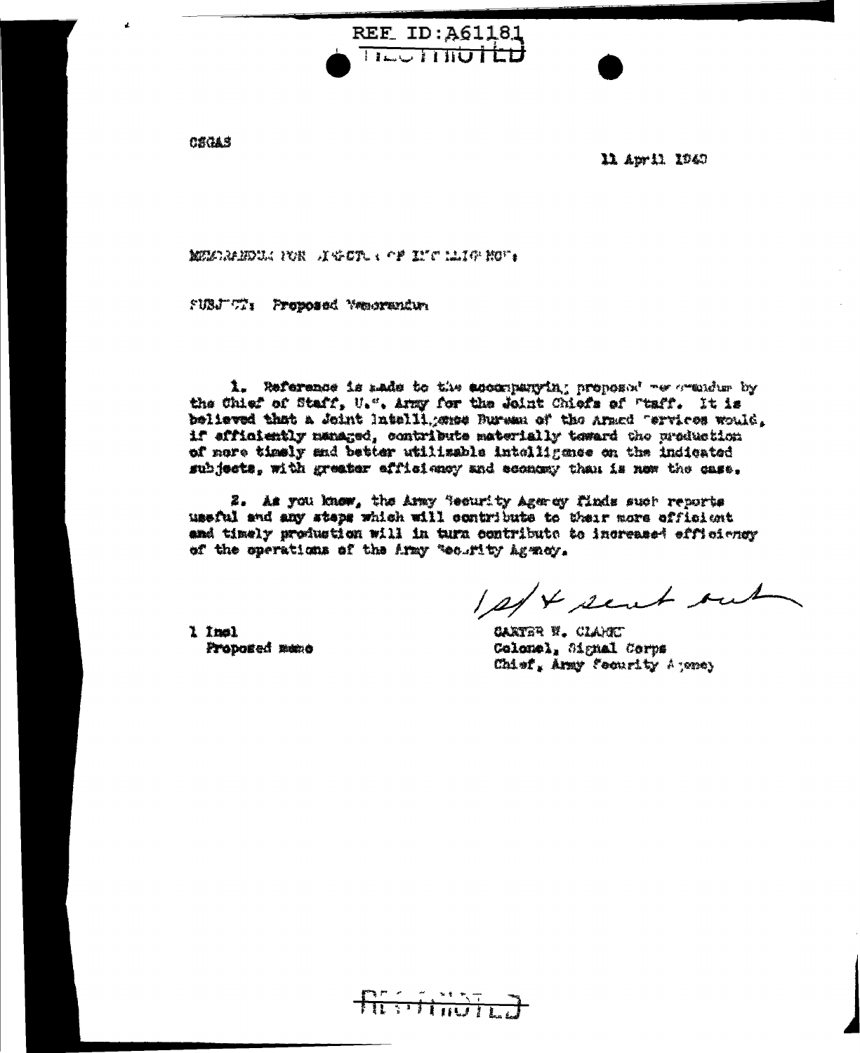REF ID:A61181

RESTRICTED

CSGAS

11 April 1949

MEMORANDUM FOR DIRECTOR OF INTELLIGENCE:

SUBJECT: Proposed Memorandum

1. Reference is made to the accompanying proposed memorandum by the Chief of Staff, U.S. Army for the Joint Chiefs of Staff. It is believed that a Joint Intelligence Bureau of the Armed Services would, if efficiently managed, contribute materially toward the production of more timely and better utilizable intelligence on the indicated subjects, with greater efficiency and economy than is now the case.

2. As you know, the Army Security Agency finds such reports useful and any steps which will contribute to their more efficient and timely production will in turn contribute to increased efficiency of the operations of the Army Security Agency.

/s/ + sent out

1 Incl
Proposed memo

CARTER W. CLARKE
Colonel, Signal Corps
Chief, Army Security Agency

RESTRICTED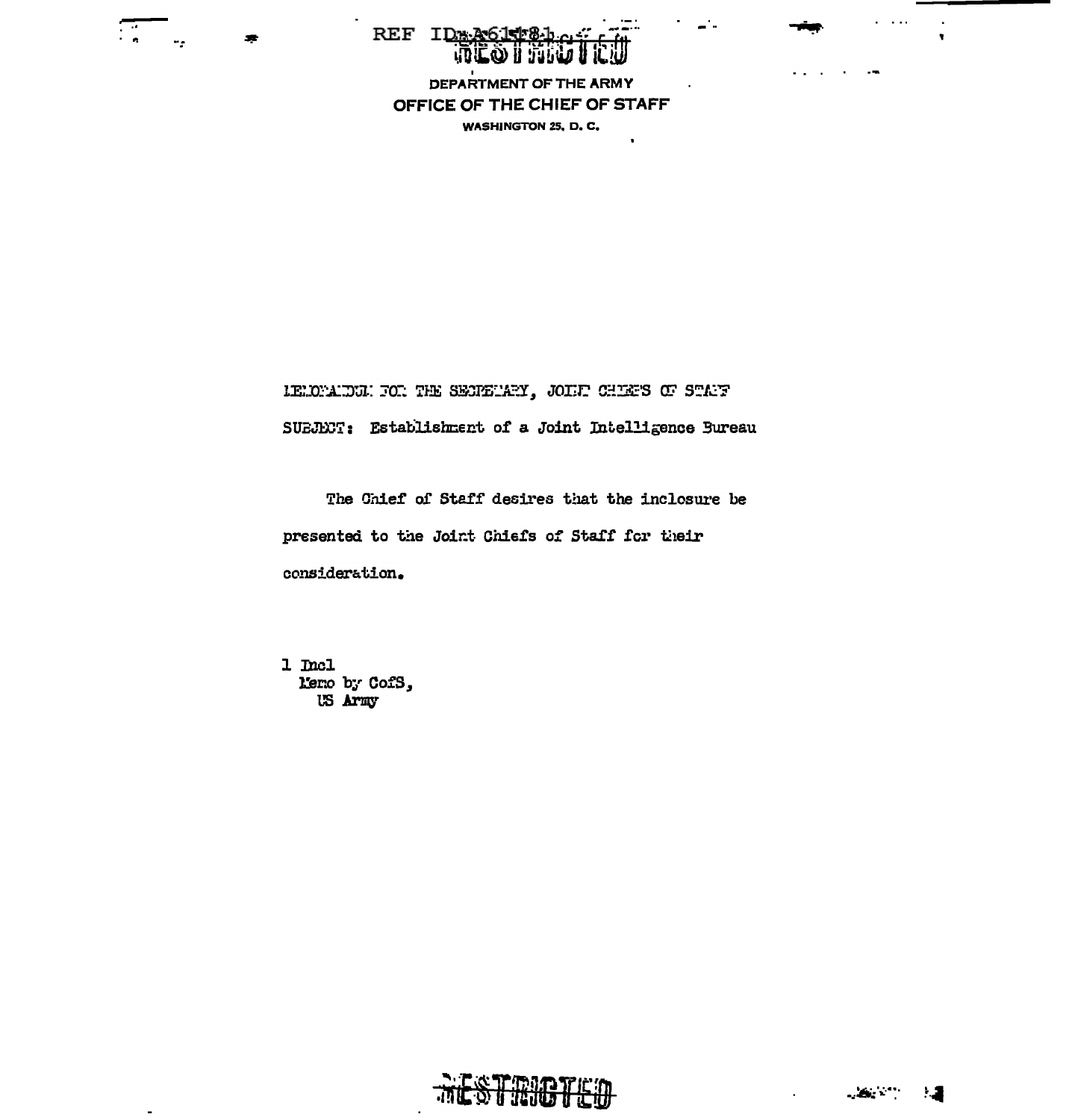REF ID:A61481

RESTRICTED

DEPARTMENT OF THE ARMY
OFFICE OF THE CHIEF OF STAFF
WASHINGTON 25, D. C.

MEMORANDUM FOR THE SECRETARY, JOINT CHIEFS OF STAFF

SUBJECT: Establishment of a Joint Intelligence Bureau

The Chief of Staff desires that the inclosure be presented to the Joint Chiefs of Staff for their consideration.

1 Incl
Memo by CofS,
US Army

RESTRICTED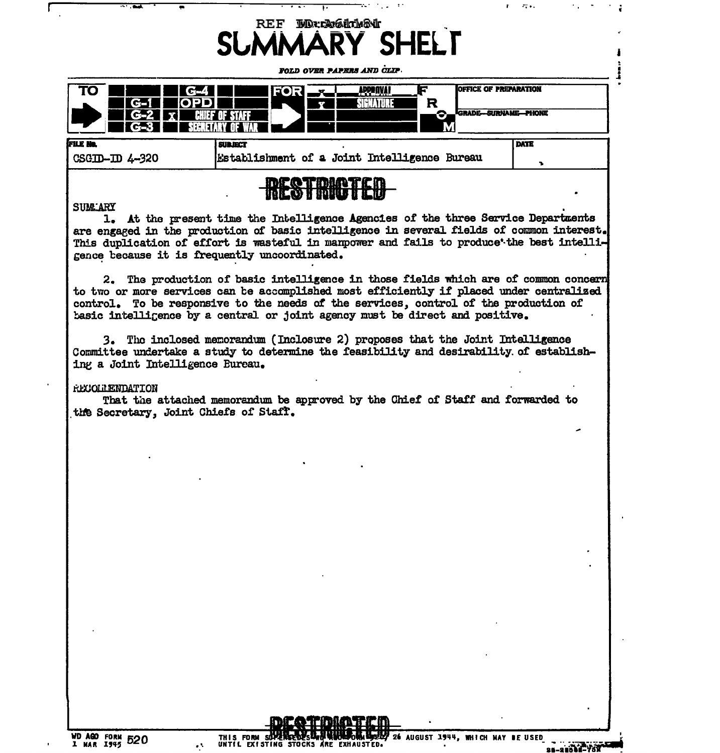REF ID:A61431

# SUMMARY SHEET

*FOLD OVER PAPERS AND CLIP*

| TO | | | | FOR | | | FROM | |
|---|---|---|---|---|---|---|---|---|
| | G-1 | | G-4 | | | APPROVAL | | OFFICE OF PREPARATION |
| | G-2 | x | OPD | | x | SIGNATURE | | GRADE—SURNAME—PHONE |
| | G-3 | | CHIEF OF STAFF | | | | | |
| | | | SECRETARY OF WAR | | | | | |

| FILE No. | SUBJECT | DATE |
|---|---|---|
| CSGID-ID 4-320 | Establishment of a Joint Intelligence Bureau | |

~~RESTRICTED~~

SUMMARY

1. At the present time the Intelligence Agencies of the three Service Departments are engaged in the production of basic intelligence in several fields of common interest. This duplication of effort is wasteful in manpower and fails to produce the best intelligence because it is frequently uncoordinated.

2. The production of basic intelligence in those fields which are of common concern to two or more services can be accomplished most efficiently if placed under centralized control. To be responsive to the needs of the services, control of the production of basic intelligence by a central or joint agency must be direct and positive.

3. The inclosed memorandum (Inclosure 2) proposes that the Joint Intelligence Committee undertake a study to determine the feasibility and desirability of establishing a Joint Intelligence Bureau.

RECOMMENDATION

That the attached memorandum be approved by the Chief of Staff and forwarded to the Secretary, Joint Chiefs of Staff.

~~RESTRICTED~~

WD AGO FORM 520
1 MAR 1945

THIS FORM SUPERSEDES WD AGO FORM 520, 26 AUGUST 1944, WHICH MAY BE USED UNTIL EXISTING STOCKS ARE EXHAUSTED.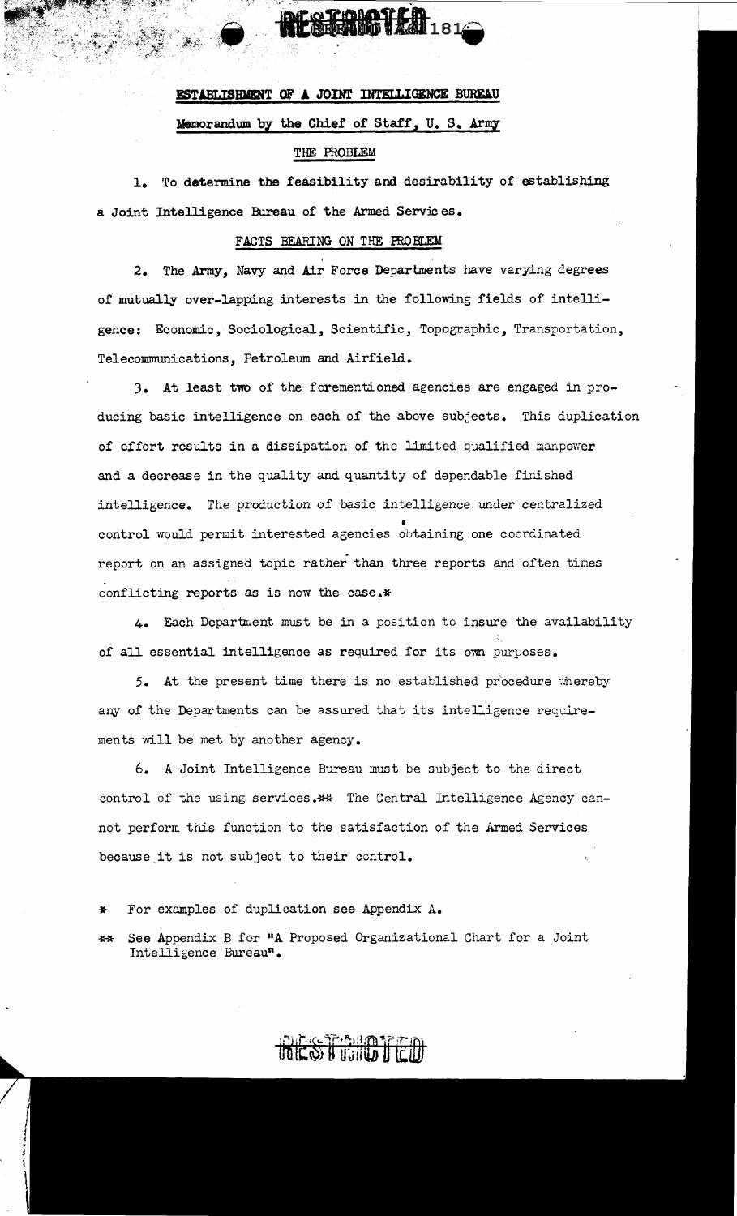## ESTABLISHMENT OF A JOINT INTELLIGENCE BUREAU

### Memorandum by the Chief of Staff, U. S. Army

### THE PROBLEM

1. To determine the feasibility and desirability of establishing a Joint Intelligence Bureau of the Armed Services.

### FACTS BEARING ON THE PROBLEM

2. The Army, Navy and Air Force Departments have varying degrees of mutually over-lapping interests in the following fields of intelligence: Economic, Sociological, Scientific, Topographic, Transportation, Telecommunications, Petroleum and Airfield.

3. At least two of the forementioned agencies are engaged in producing basic intelligence on each of the above subjects. This duplication of effort results in a dissipation of the limited qualified manpower and a decrease in the quality and quantity of dependable finished intelligence. The production of basic intelligence under centralized control would permit interested agencies obtaining one coordinated report on an assigned topic rather than three reports and often times conflicting reports as is now the case.*

4. Each Department must be in a position to insure the availability of all essential intelligence as required for its own purposes.

5. At the present time there is no established procedure whereby any of the Departments can be assured that its intelligence requirements will be met by another agency.

6. A Joint Intelligence Bureau must be subject to the direct control of the using services.** The Central Intelligence Agency cannot perform this function to the satisfaction of the Armed Services because it is not subject to their control.

\* For examples of duplication see Appendix A.

\*\* See Appendix B for "A Proposed Organizational Chart for a Joint Intelligence Bureau".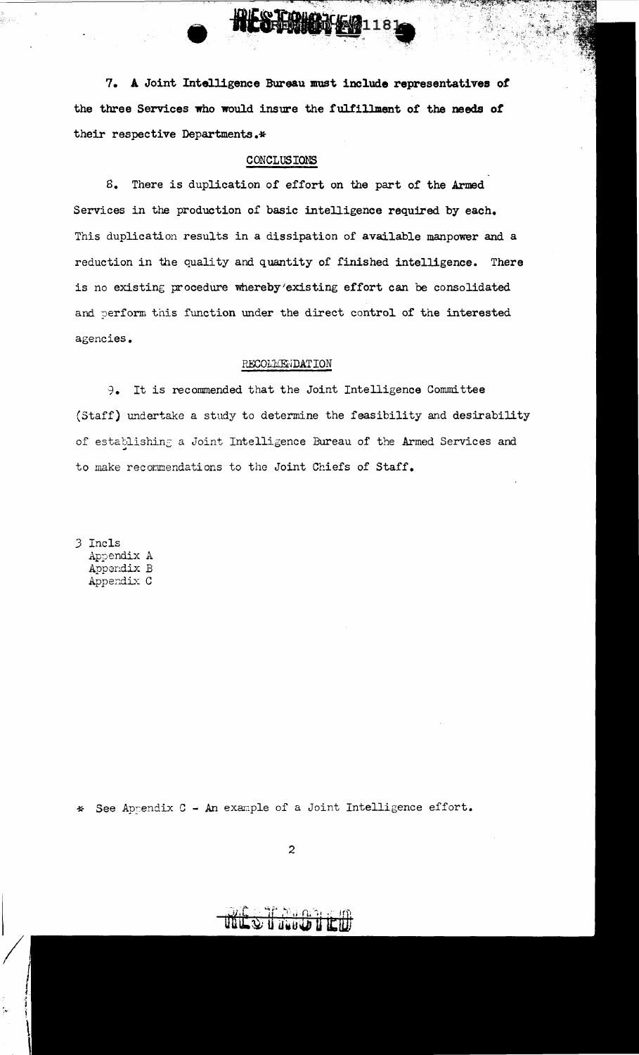7. A Joint Intelligence Bureau must include representatives of the three Services who would insure the fulfillment of the needs of their respective Departments.*

## CONCLUSIONS

8. There is duplication of effort on the part of the Armed Services in the production of basic intelligence required by each. This duplication results in a dissipation of available manpower and a reduction in the quality and quantity of finished intelligence. There is no existing procedure whereby existing effort can be consolidated and perform this function under the direct control of the interested agencies.

## RECOMMENDATION

9. It is recommended that the Joint Intelligence Committee (Staff) undertake a study to determine the feasibility and desirability of establishing a Joint Intelligence Bureau of the Armed Services and to make recommendations to the Joint Chiefs of Staff.

3 Incls
Appendix A
Appendix B
Appendix C

* See Appendix C - An example of a Joint Intelligence effort.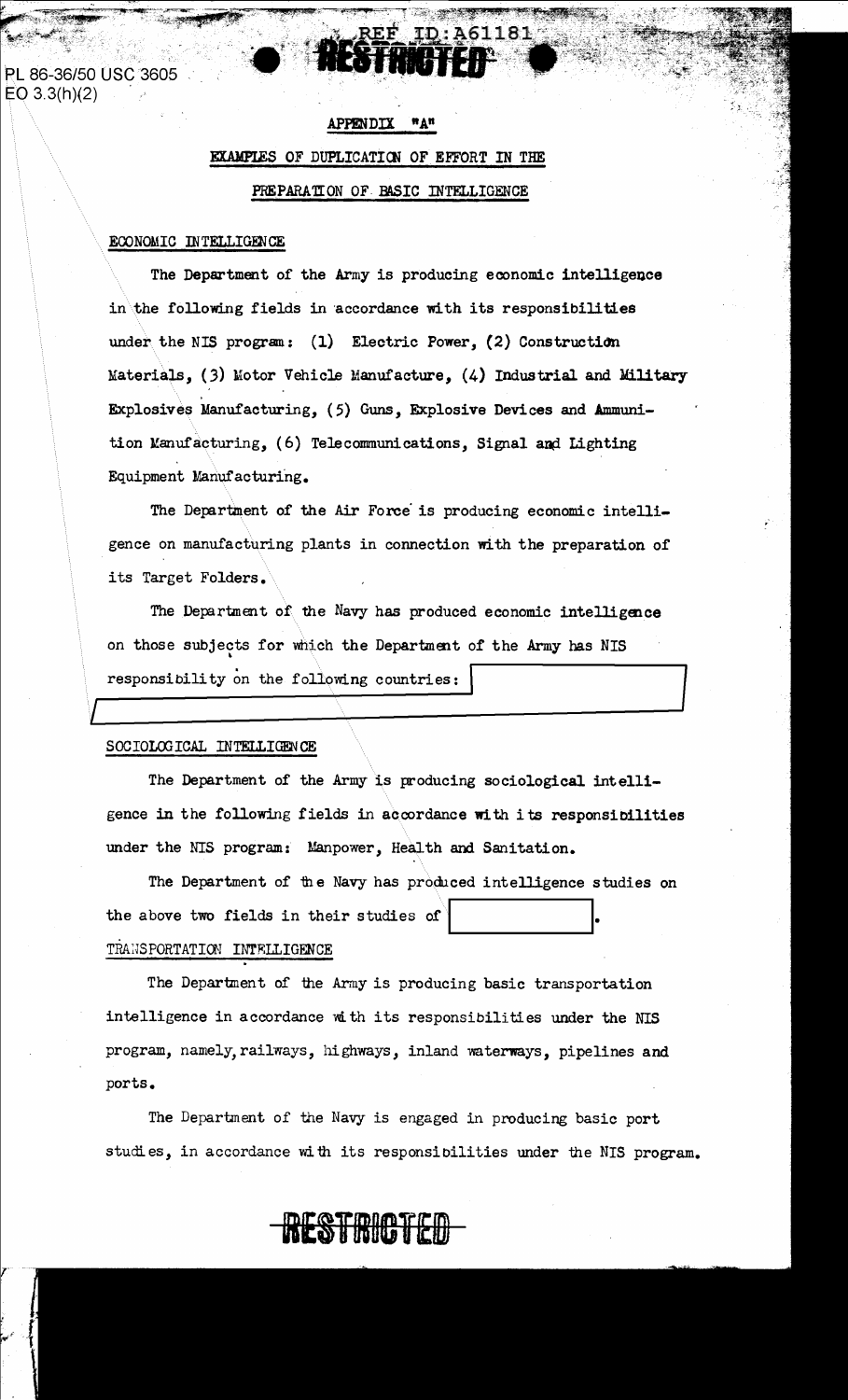PL 86-36/50 USC 3605
EO 3.3(h)(2)

REF ID:A61181

RESTRICTED

## APPENDIX "A"

### EXAMPLES OF DUPLICATION OF EFFORT IN THE PREPARATION OF BASIC INTELLIGENCE

#### ECONOMIC INTELLIGENCE

The Department of the Army is producing economic intelligence in the following fields in accordance with its responsibilities under the NIS program: (1) Electric Power, (2) Construction Materials, (3) Motor Vehicle Manufacture, (4) Industrial and Military Explosives Manufacturing, (5) Guns, Explosive Devices and Ammunition Manufacturing, (6) Telecommunications, Signal and Lighting Equipment Manufacturing.

The Department of the Air Force is producing economic intelligence on manufacturing plants in connection with the preparation of its Target Folders.

The Department of the Navy has produced economic intelligence on those subjects for which the Department of the Army has NIS responsibility on the following countries: [redacted]

#### SOCIOLOGICAL INTELLIGENCE

The Department of the Army is producing sociological intelligence in the following fields in accordance with its responsibilities under the NIS program: Manpower, Health and Sanitation.

The Department of the Navy has produced intelligence studies on the above two fields in their studies of [redacted].

#### TRANSPORTATION INTELLIGENCE

The Department of the Army is producing basic transportation intelligence in accordance with its responsibilities under the NIS program, namely, railways, highways, inland waterways, pipelines and ports.

The Department of the Navy is engaged in producing basic port studies, in accordance with its responsibilities under the NIS program.

RESTRICTED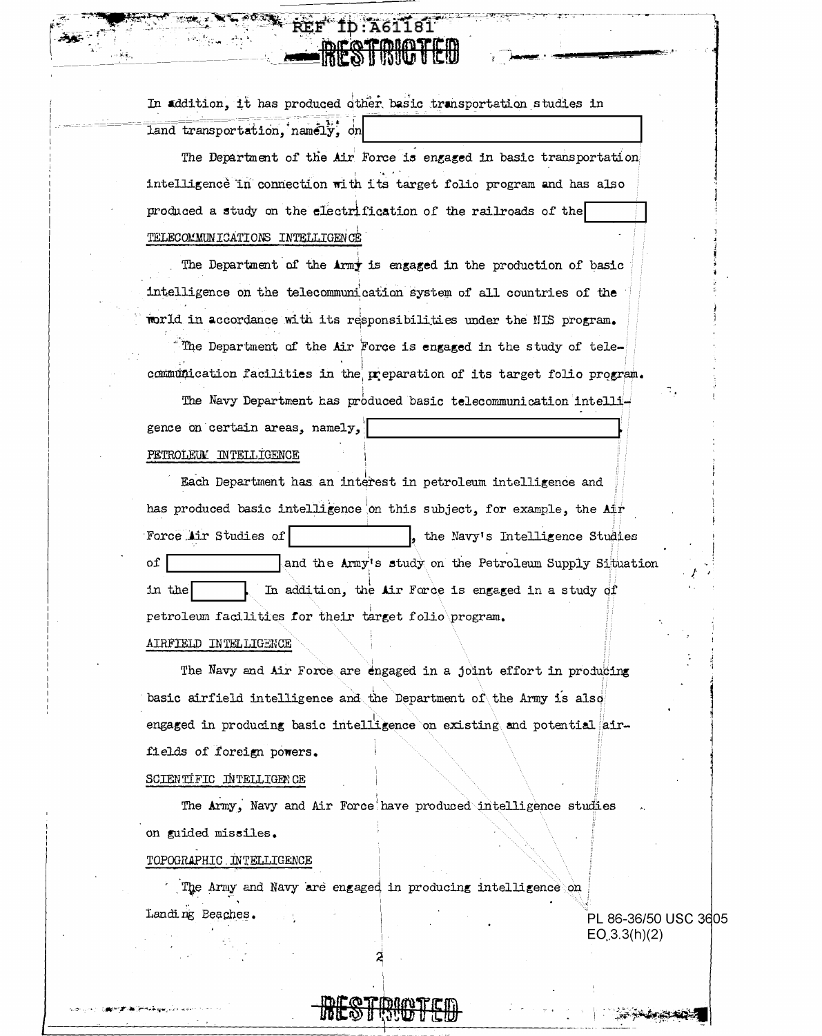In addition, it has produced other basic transportation studies in land transportation, namely, on [REDACTED]

The Department of the Air Force is engaged in basic transportation intelligence in connection with its target folio program and has also produced a study on the electrification of the railroads of the [REDACTED]

TELECOMMUNICATIONS INTELLIGENCE

The Department of the Army is engaged in the production of basic intelligence on the telecommunication system of all countries of the world in accordance with its responsibilities under the NIS program.

The Department of the Air Force is engaged in the study of telecommunication facilities in the preparation of its target folio program.

The Navy Department has produced basic telecommunication intelligence on certain areas, namely, [REDACTED].

PETROLEUM INTELLIGENCE

Each Department has an interest in petroleum intelligence and has produced basic intelligence on this subject, for example, the Air Force Air Studies of [REDACTED], the Navy's Intelligence Studies of [REDACTED] and the Army's study on the Petroleum Supply Situation in the [REDACTED]. In addition, the Air Force is engaged in a study of petroleum facilities for their target folio program.

AIRFIELD INTELLIGENCE

The Navy and Air Force are engaged in a joint effort in producing basic airfield intelligence and the Department of the Army is also engaged in producing basic intelligence on existing and potential airfields of foreign powers.

SCIENTIFIC INTELLIGENCE

The Army, Navy and Air Force have produced intelligence studies on guided missiles.

TOPOGRAPHIC INTELLIGENCE

The Army and Navy are engaged in producing intelligence on Landing Beaches.

PL 86-36/50 USC 3605
EO 3.3(h)(2)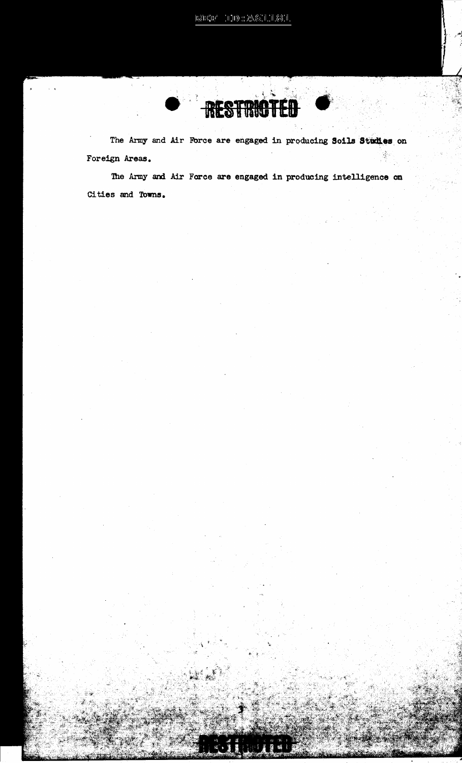RESTRICTED

The Army and Air Force are engaged in producing **Soils Studies** on Foreign Areas.

The Army and Air Force are engaged in producing **intelligence** on Cities and Towns.

RESTRICTED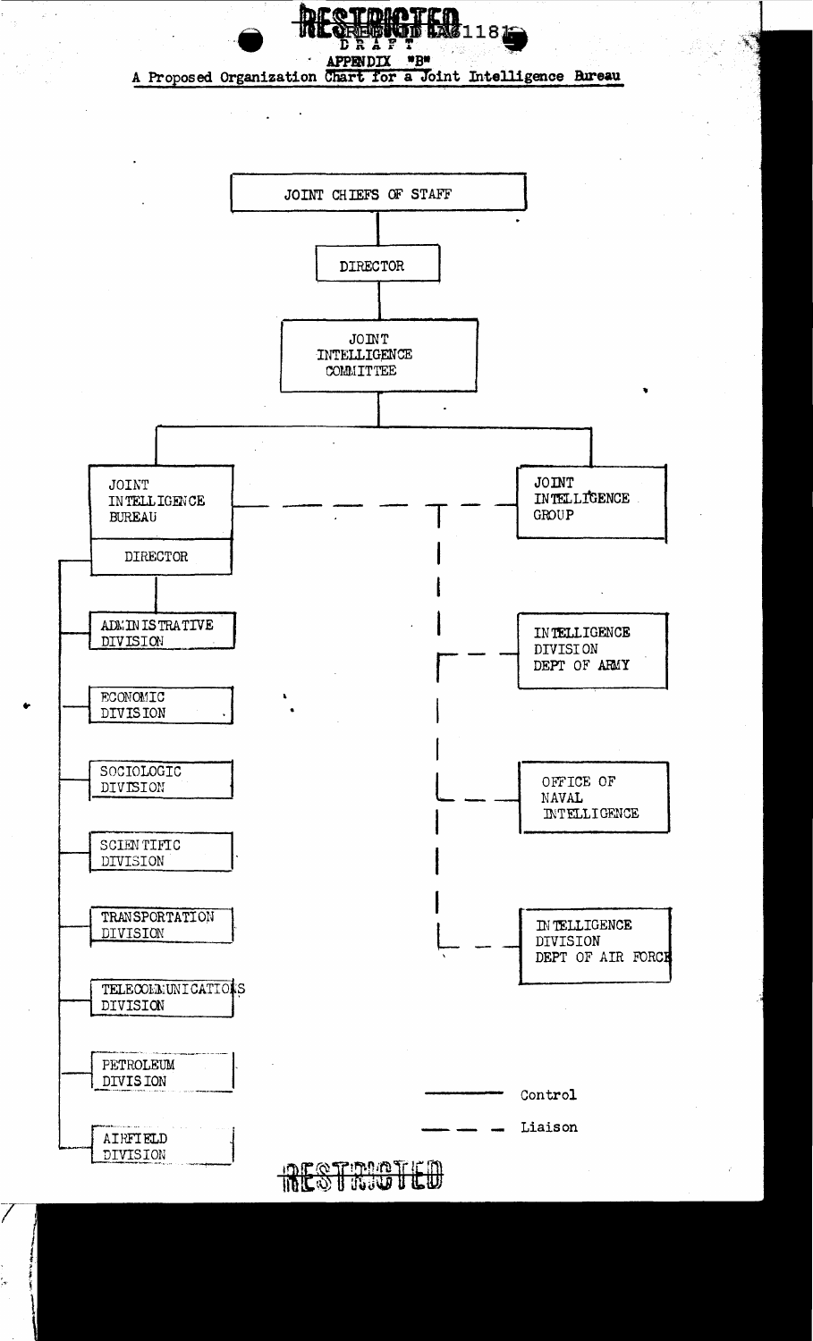RESTRICTED

DRAFT

APPENDIX "B"

A Proposed Organization Chart for a Joint Intelligence Bureau

JOINT CHIEFS OF STAFF

DIRECTOR

JOINT INTELLIGENCE COMMITTEE

JOINT INTELLIGENCE BUREAU

DIRECTOR

ADMINISTRATIVE DIVISION

ECONOMIC DIVISION

SOCIOLOGIC DIVISION

SCIENTIFIC DIVISION

TRANSPORTATION DIVISION

TELECOMMUNICATIONS DIVISION

PETROLEUM DIVISION

AIRFIELD DIVISION

JOINT INTELLIGENCE GROUP

INTELLIGENCE DIVISION DEPT OF ARMY

OFFICE OF NAVAL INTELLIGENCE

INTELLIGENCE DIVISION DEPT OF AIR FORCE

Control

Liaison

RESTRICTED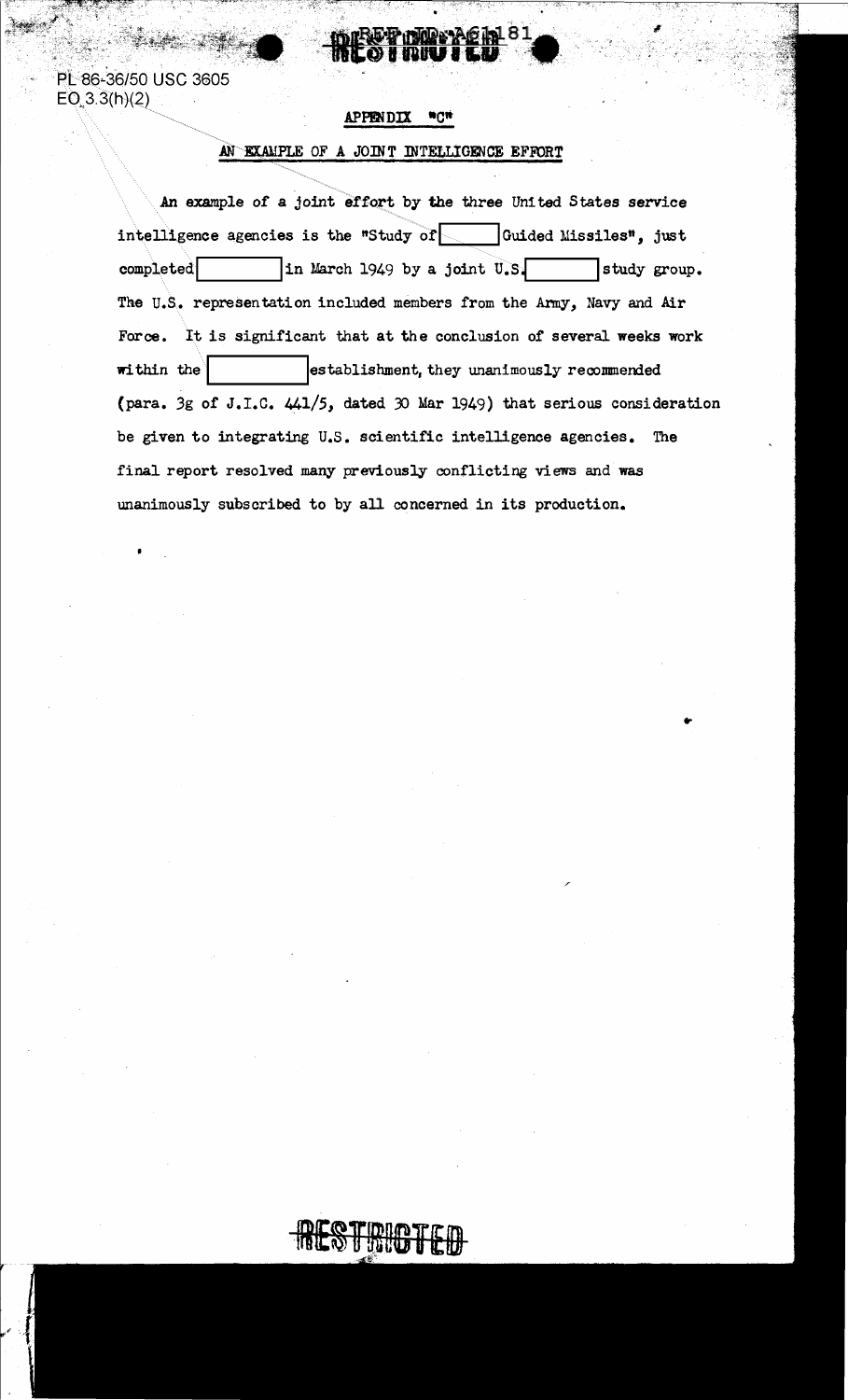PL 86-36/50 USC 3605
EO 3.3(h)(2)

RESTRICTED

## APPENDIX "C"

### AN EXAMPLE OF A JOINT INTELLIGENCE EFFORT

An example of a joint effort by the three United States service intelligence agencies is the "Study of [ ] Guided Missiles", just completed [ ] in March 1949 by a joint U.S. [ ] study group. The U.S. representation included members from the Army, Navy and Air Force. It is significant that at the conclusion of several weeks work within the [ ] establishment, they unanimously recommended (para. 3g of J.I.C. 441/5, dated 30 Mar 1949) that serious consideration be given to integrating U.S. scientific intelligence agencies. The final report resolved many previously conflicting views and was unanimously subscribed to by all concerned in its production.

RESTRICTED